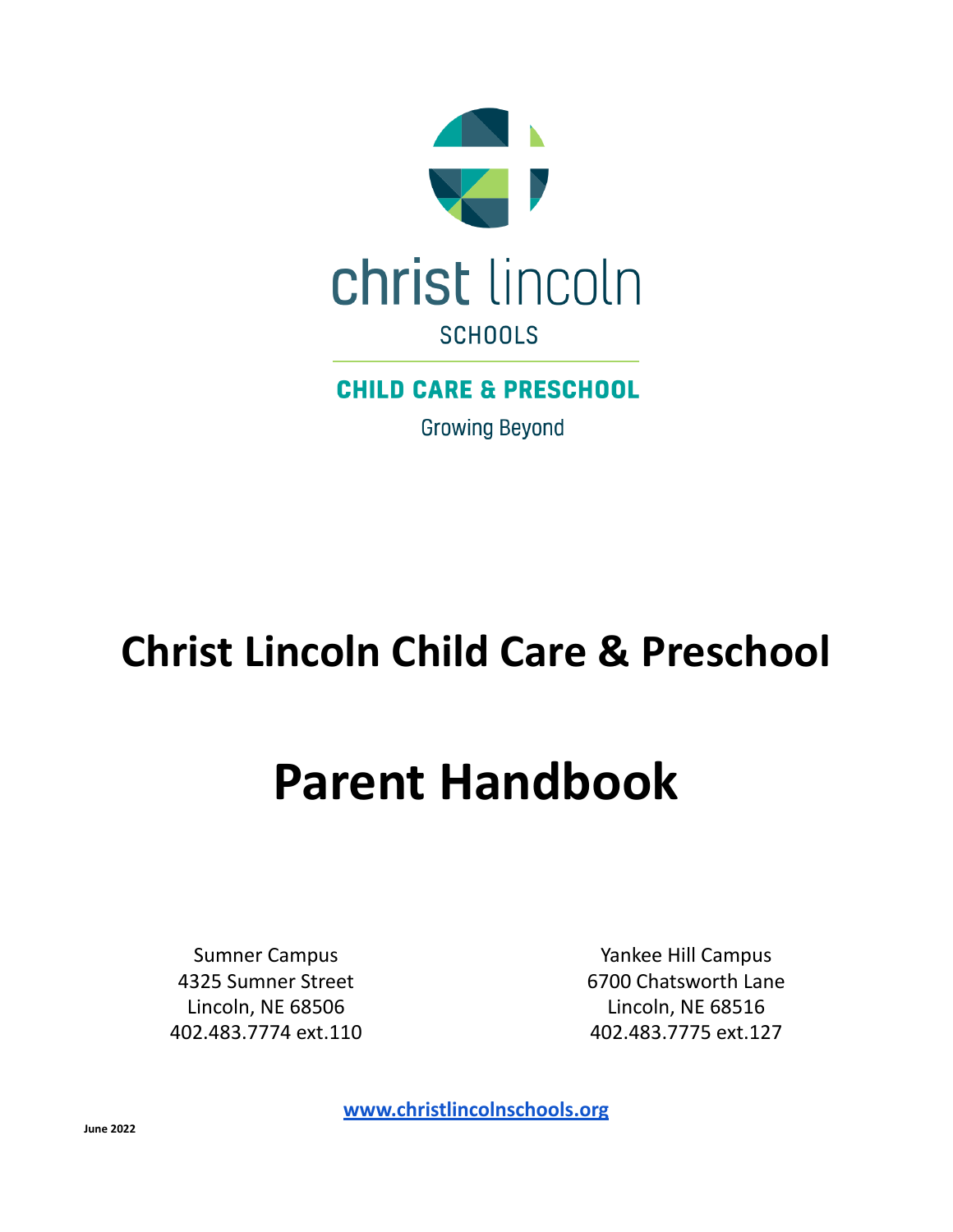christ lincoln

SCHOOLS

CHILD CARE & PRESCHOOL

Growing Beyond

# Christ Lincoln Child Care & Preschool

# Parent Handbook

Sumner Campus
4325 Sumner Street
Lincoln, NE 68506
402.483.7774 ext.110

Yankee Hill Campus
6700 Chatsworth Lane
Lincoln, NE 68516
402.483.7775 ext.127

**[www.christlincolnschools.org](http://www.christlincolnschools.org)**

**June 2022**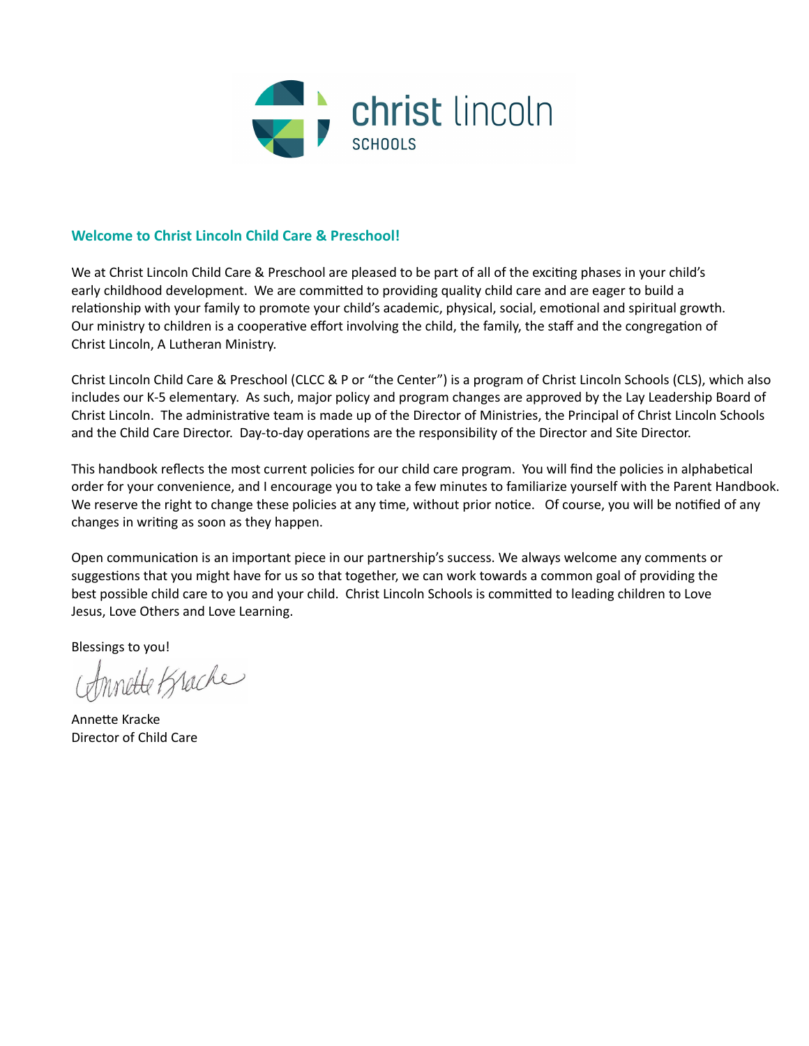## Welcome to Christ Lincoln Child Care & Preschool!

We at Christ Lincoln Child Care & Preschool are pleased to be part of all of the exciting phases in your child's early childhood development. We are committed to providing quality child care and are eager to build a relationship with your family to promote your child's academic, physical, social, emotional and spiritual growth. Our ministry to children is a cooperative effort involving the child, the family, the staff and the congregation of Christ Lincoln, A Lutheran Ministry.

Christ Lincoln Child Care & Preschool (CLCC & P or "the Center") is a program of Christ Lincoln Schools (CLS), which also includes our K-5 elementary. As such, major policy and program changes are approved by the Lay Leadership Board of Christ Lincoln. The administrative team is made up of the Director of Ministries, the Principal of Christ Lincoln Schools and the Child Care Director. Day-to-day operations are the responsibility of the Director and Site Director.

This handbook reflects the most current policies for our child care program. You will find the policies in alphabetical order for your convenience, and I encourage you to take a few minutes to familiarize yourself with the Parent Handbook. We reserve the right to change these policies at any time, without prior notice. Of course, you will be notified of any changes in writing as soon as they happen.

Open communication is an important piece in our partnership's success. We always welcome any comments or suggestions that you might have for us so that together, we can work towards a common goal of providing the best possible child care to you and your child. Christ Lincoln Schools is committed to leading children to Love Jesus, Love Others and Love Learning.

Blessings to you!

Annette Kracke

Annette Kracke
Director of Child Care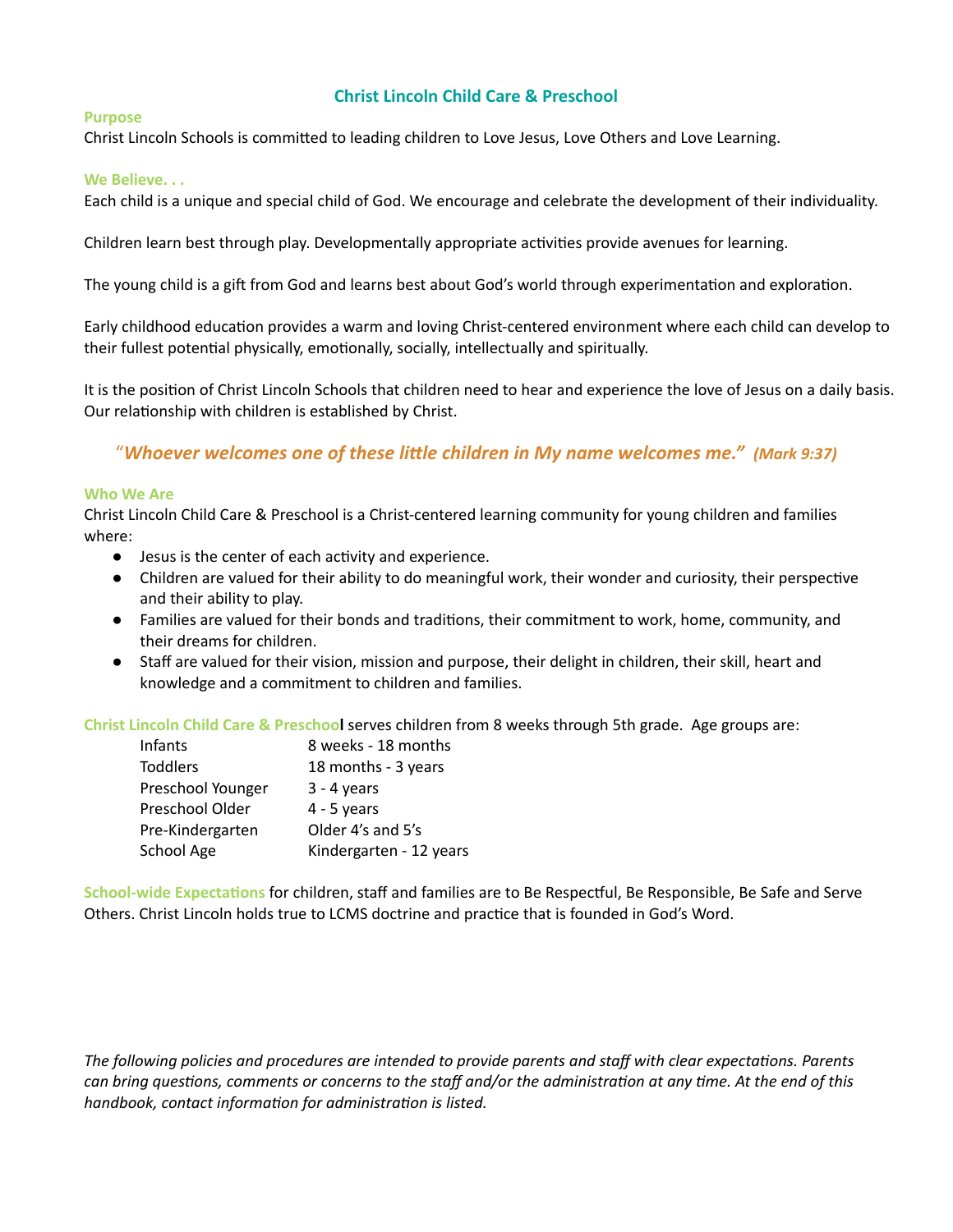# Christ Lincoln Child Care & Preschool

### Purpose

Christ Lincoln Schools is committed to leading children to Love Jesus, Love Others and Love Learning.

### We Believe. . .

Each child is a unique and special child of God. We encourage and celebrate the development of their individuality.

Children learn best through play. Developmentally appropriate activities provide avenues for learning.

The young child is a gift from God and learns best about God's world through experimentation and exploration.

Early childhood education provides a warm and loving Christ-centered environment where each child can develop to their fullest potential physically, emotionally, socially, intellectually and spiritually.

It is the position of Christ Lincoln Schools that children need to hear and experience the love of Jesus on a daily basis. Our relationship with children is established by Christ.

"***Whoever welcomes one of these little children in My name welcomes me."*** ***(Mark 9:37)***

### Who We Are

Christ Lincoln Child Care & Preschool is a Christ-centered learning community for young children and families where:

- Jesus is the center of each activity and experience.
- Children are valued for their ability to do meaningful work, their wonder and curiosity, their perspective and their ability to play.
- Families are valued for their bonds and traditions, their commitment to work, home, community, and their dreams for children.
- Staff are valued for their vision, mission and purpose, their delight in children, their skill, heart and knowledge and a commitment to children and families.

**Christ Lincoln Child Care & Preschool** serves children from 8 weeks through 5th grade. Age groups are:

| | |
|---|---|
| Infants | 8 weeks - 18 months |
| Toddlers | 18 months - 3 years |
| Preschool Younger | 3 - 4 years |
| Preschool Older | 4 - 5 years |
| Pre-Kindergarten | Older 4's and 5's |
| School Age | Kindergarten - 12 years |

**School-wide Expectations** for children, staff and families are to Be Respectful, Be Responsible, Be Safe and Serve Others. Christ Lincoln holds true to LCMS doctrine and practice that is founded in God's Word.

*The following policies and procedures are intended to provide parents and staff with clear expectations. Parents can bring questions, comments or concerns to the staff and/or the administration at any time. At the end of this handbook, contact information for administration is listed.*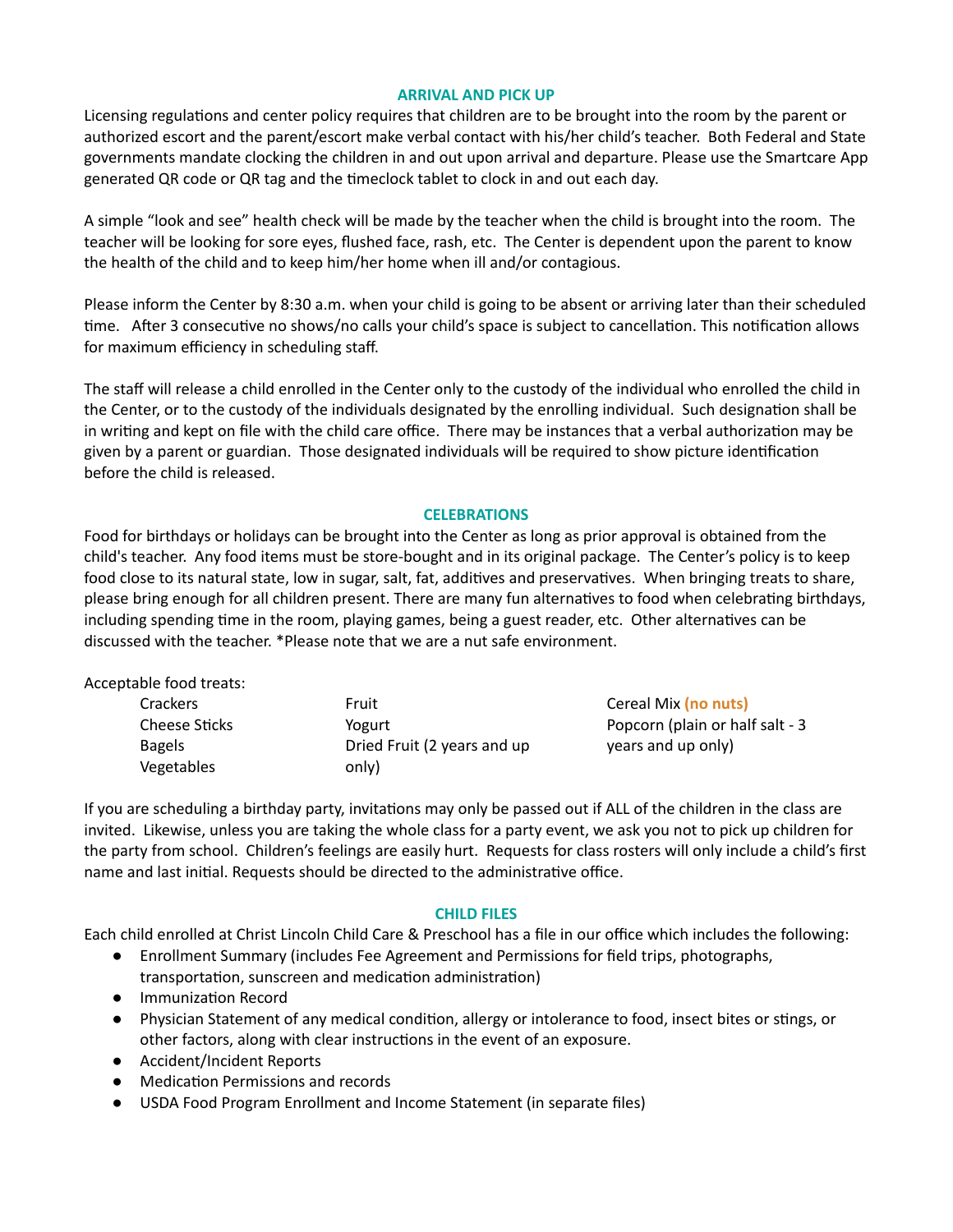## ARRIVAL AND PICK UP

Licensing regulations and center policy requires that children are to be brought into the room by the parent or authorized escort and the parent/escort make verbal contact with his/her child's teacher. Both Federal and State governments mandate clocking the children in and out upon arrival and departure. Please use the Smartcare App generated QR code or QR tag and the timeclock tablet to clock in and out each day.

A simple "look and see" health check will be made by the teacher when the child is brought into the room. The teacher will be looking for sore eyes, flushed face, rash, etc. The Center is dependent upon the parent to know the health of the child and to keep him/her home when ill and/or contagious.

Please inform the Center by 8:30 a.m. when your child is going to be absent or arriving later than their scheduled time. After 3 consecutive no shows/no calls your child's space is subject to cancellation. This notification allows for maximum efficiency in scheduling staff.

The staff will release a child enrolled in the Center only to the custody of the individual who enrolled the child in the Center, or to the custody of the individuals designated by the enrolling individual. Such designation shall be in writing and kept on file with the child care office. There may be instances that a verbal authorization may be given by a parent or guardian. Those designated individuals will be required to show picture identification before the child is released.

## CELEBRATIONS

Food for birthdays or holidays can be brought into the Center as long as prior approval is obtained from the child's teacher. Any food items must be store-bought and in its original package. The Center's policy is to keep food close to its natural state, low in sugar, salt, fat, additives and preservatives. When bringing treats to share, please bring enough for all children present. There are many fun alternatives to food when celebrating birthdays, including spending time in the room, playing games, being a guest reader, etc. Other alternatives can be discussed with the teacher. *Please note that we are a nut safe environment.

Acceptable food treats:

- Crackers
- Cheese Sticks
- Bagels
- Vegetables
- Fruit
- Yogurt
- Dried Fruit (2 years and up only)
- Cereal Mix **(no nuts)**
- Popcorn (plain or half salt - 3 years and up only)

If you are scheduling a birthday party, invitations may only be passed out if ALL of the children in the class are invited. Likewise, unless you are taking the whole class for a party event, we ask you not to pick up children for the party from school. Children's feelings are easily hurt. Requests for class rosters will only include a child's first name and last initial. Requests should be directed to the administrative office.

## CHILD FILES

Each child enrolled at Christ Lincoln Child Care & Preschool has a file in our office which includes the following:

- Enrollment Summary (includes Fee Agreement and Permissions for field trips, photographs, transportation, sunscreen and medication administration)
- Immunization Record
- Physician Statement of any medical condition, allergy or intolerance to food, insect bites or stings, or other factors, along with clear instructions in the event of an exposure.
- Accident/Incident Reports
- Medication Permissions and records
- USDA Food Program Enrollment and Income Statement (in separate files)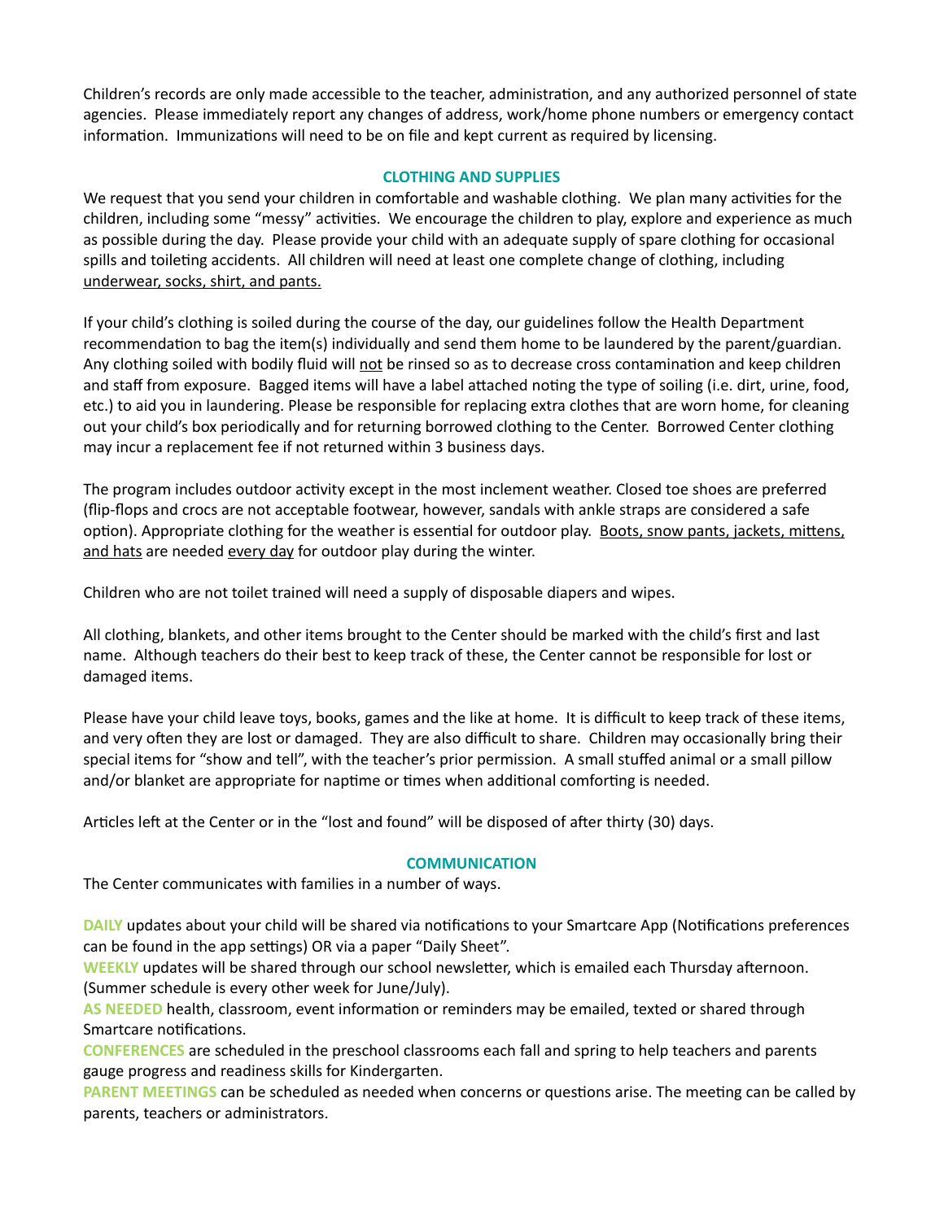Children's records are only made accessible to the teacher, administration, and any authorized personnel of state agencies. Please immediately report any changes of address, work/home phone numbers or emergency contact information. Immunizations will need to be on file and kept current as required by licensing.

## CLOTHING AND SUPPLIES

We request that you send your children in comfortable and washable clothing. We plan many activities for the children, including some "messy" activities. We encourage the children to play, explore and experience as much as possible during the day. Please provide your child with an adequate supply of spare clothing for occasional spills and toileting accidents. All children will need at least one complete change of clothing, including <u>underwear, socks, shirt, and pants.</u>

If your child's clothing is soiled during the course of the day, our guidelines follow the Health Department recommendation to bag the item(s) individually and send them home to be laundered by the parent/guardian. Any clothing soiled with bodily fluid will <u>not</u> be rinsed so as to decrease cross contamination and keep children and staff from exposure. Bagged items will have a label attached noting the type of soiling (i.e. dirt, urine, food, etc.) to aid you in laundering. Please be responsible for replacing extra clothes that are worn home, for cleaning out your child's box periodically and for returning borrowed clothing to the Center. Borrowed Center clothing may incur a replacement fee if not returned within 3 business days.

The program includes outdoor activity except in the most inclement weather. Closed toe shoes are preferred (flip-flops and crocs are not acceptable footwear, however, sandals with ankle straps are considered a safe option). Appropriate clothing for the weather is essential for outdoor play. <u>Boots, snow pants, jackets, mittens, and hats</u> are needed <u>every day</u> for outdoor play during the winter.

Children who are not toilet trained will need a supply of disposable diapers and wipes.

All clothing, blankets, and other items brought to the Center should be marked with the child's first and last name. Although teachers do their best to keep track of these, the Center cannot be responsible for lost or damaged items.

Please have your child leave toys, books, games and the like at home. It is difficult to keep track of these items, and very often they are lost or damaged. They are also difficult to share. Children may occasionally bring their special items for "show and tell", with the teacher's prior permission. A small stuffed animal or a small pillow and/or blanket are appropriate for naptime or times when additional comforting is needed.

Articles left at the Center or in the "lost and found" will be disposed of after thirty (30) days.

## COMMUNICATION

The Center communicates with families in a number of ways.

**DAILY** updates about your child will be shared via notifications to your Smartcare App (Notifications preferences can be found in the app settings) OR via a paper "Daily Sheet".
**WEEKLY** updates will be shared through our school newsletter, which is emailed each Thursday afternoon. (Summer schedule is every other week for June/July).
**AS NEEDED** health, classroom, event information or reminders may be emailed, texted or shared through Smartcare notifications.
**CONFERENCES** are scheduled in the preschool classrooms each fall and spring to help teachers and parents gauge progress and readiness skills for Kindergarten.
**PARENT MEETINGS** can be scheduled as needed when concerns or questions arise. The meeting can be called by parents, teachers or administrators.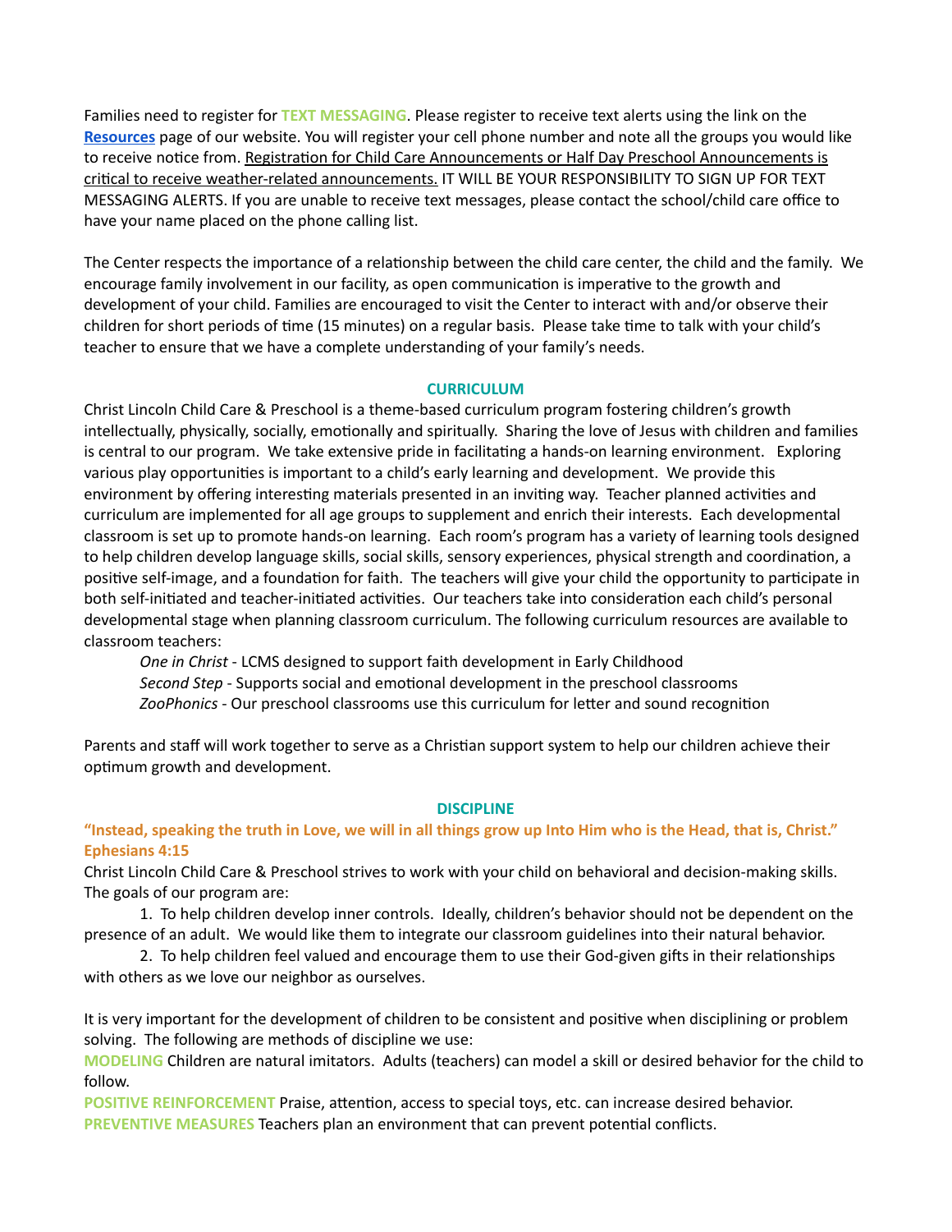Families need to register for **TEXT MESSAGING**. Please register to receive text alerts using the link on the [**Resources**]() page of our website. You will register your cell phone number and note all the groups you would like to receive notice from. Registration for Child Care Announcements or Half Day Preschool Announcements is critical to receive weather-related announcements. IT WILL BE YOUR RESPONSIBILITY TO SIGN UP FOR TEXT MESSAGING ALERTS. If you are unable to receive text messages, please contact the school/child care office to have your name placed on the phone calling list.

The Center respects the importance of a relationship between the child care center, the child and the family. We encourage family involvement in our facility, as open communication is imperative to the growth and development of your child. Families are encouraged to visit the Center to interact with and/or observe their children for short periods of time (15 minutes) on a regular basis. Please take time to talk with your child's teacher to ensure that we have a complete understanding of your family's needs.

## CURRICULUM

Christ Lincoln Child Care & Preschool is a theme-based curriculum program fostering children's growth intellectually, physically, socially, emotionally and spiritually. Sharing the love of Jesus with children and families is central to our program. We take extensive pride in facilitating a hands-on learning environment. Exploring various play opportunities is important to a child's early learning and development. We provide this environment by offering interesting materials presented in an inviting way. Teacher planned activities and curriculum are implemented for all age groups to supplement and enrich their interests. Each developmental classroom is set up to promote hands-on learning. Each room's program has a variety of learning tools designed to help children develop language skills, social skills, sensory experiences, physical strength and coordination, a positive self-image, and a foundation for faith. The teachers will give your child the opportunity to participate in both self-initiated and teacher-initiated activities. Our teachers take into consideration each child's personal developmental stage when planning classroom curriculum. The following curriculum resources are available to classroom teachers:

*One in Christ* - LCMS designed to support faith development in Early Childhood
*Second Step* - Supports social and emotional development in the preschool classrooms
*ZooPhonics* - Our preschool classrooms use this curriculum for letter and sound recognition

Parents and staff will work together to serve as a Christian support system to help our children achieve their optimum growth and development.

## DISCIPLINE

**"Instead, speaking the truth in Love, we will in all things grow up Into Him who is the Head, that is, Christ." Ephesians 4:15**

Christ Lincoln Child Care & Preschool strives to work with your child on behavioral and decision-making skills. The goals of our program are:

1. To help children develop inner controls. Ideally, children's behavior should not be dependent on the presence of an adult. We would like them to integrate our classroom guidelines into their natural behavior.
2. To help children feel valued and encourage them to use their God-given gifts in their relationships with others as we love our neighbor as ourselves.

It is very important for the development of children to be consistent and positive when disciplining or problem solving. The following are methods of discipline we use:

**MODELING** Children are natural imitators. Adults (teachers) can model a skill or desired behavior for the child to follow.

**POSITIVE REINFORCEMENT** Praise, attention, access to special toys, etc. can increase desired behavior.

**PREVENTIVE MEASURES** Teachers plan an environment that can prevent potential conflicts.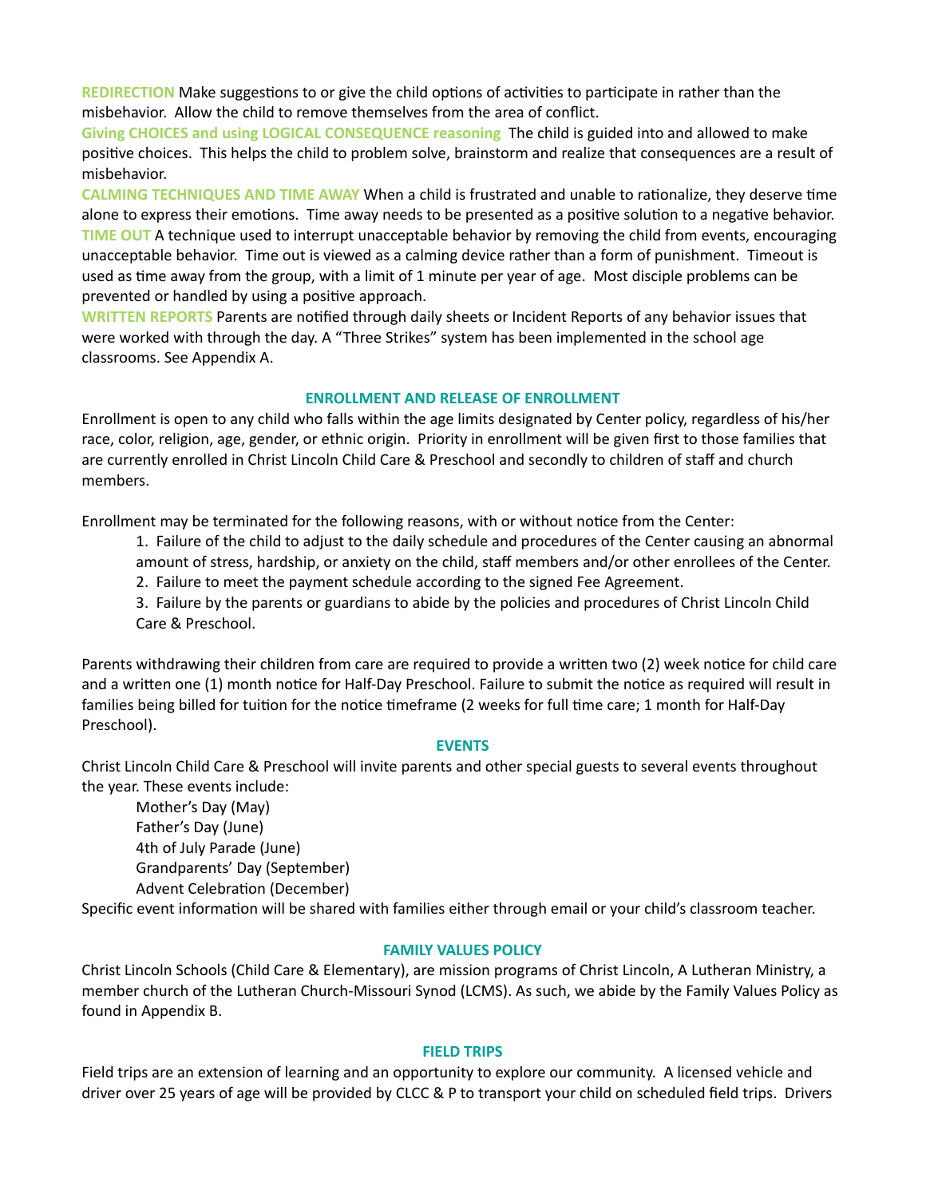**REDIRECTION** Make suggestions to or give the child options of activities to participate in rather than the misbehavior. Allow the child to remove themselves from the area of conflict.

**Giving CHOICES and using LOGICAL CONSEQUENCE reasoning** The child is guided into and allowed to make positive choices. This helps the child to problem solve, brainstorm and realize that consequences are a result of misbehavior.

**CALMING TECHNIQUES AND TIME AWAY** When a child is frustrated and unable to rationalize, they deserve time alone to express their emotions. Time away needs to be presented as a positive solution to a negative behavior.

**TIME OUT** A technique used to interrupt unacceptable behavior by removing the child from events, encouraging unacceptable behavior. Time out is viewed as a calming device rather than a form of punishment. Timeout is used as time away from the group, with a limit of 1 minute per year of age. Most disciple problems can be prevented or handled by using a positive approach.

**WRITTEN REPORTS** Parents are notified through daily sheets or Incident Reports of any behavior issues that were worked with through the day. A "Three Strikes" system has been implemented in the school age classrooms. See Appendix A.

## ENROLLMENT AND RELEASE OF ENROLLMENT

Enrollment is open to any child who falls within the age limits designated by Center policy, regardless of his/her race, color, religion, age, gender, or ethnic origin. Priority in enrollment will be given first to those families that are currently enrolled in Christ Lincoln Child Care & Preschool and secondly to children of staff and church members.

Enrollment may be terminated for the following reasons, with or without notice from the Center:

1. Failure of the child to adjust to the daily schedule and procedures of the Center causing an abnormal amount of stress, hardship, or anxiety on the child, staff members and/or other enrollees of the Center.
2. Failure to meet the payment schedule according to the signed Fee Agreement.
3. Failure by the parents or guardians to abide by the policies and procedures of Christ Lincoln Child Care & Preschool.

Parents withdrawing their children from care are required to provide a written two (2) week notice for child care and a written one (1) month notice for Half-Day Preschool. Failure to submit the notice as required will result in families being billed for tuition for the notice timeframe (2 weeks for full time care; 1 month for Half-Day Preschool).

## EVENTS

Christ Lincoln Child Care & Preschool will invite parents and other special guests to several events throughout the year. These events include:

Mother's Day (May)
Father's Day (June)
4th of July Parade (June)
Grandparents' Day (September)
Advent Celebration (December)

Specific event information will be shared with families either through email or your child's classroom teacher.

## FAMILY VALUES POLICY

Christ Lincoln Schools (Child Care & Elementary), are mission programs of Christ Lincoln, A Lutheran Ministry, a member church of the Lutheran Church-Missouri Synod (LCMS). As such, we abide by the Family Values Policy as found in Appendix B.

## FIELD TRIPS

Field trips are an extension of learning and an opportunity to explore our community. A licensed vehicle and driver over 25 years of age will be provided by CLCC & P to transport your child on scheduled field trips. Drivers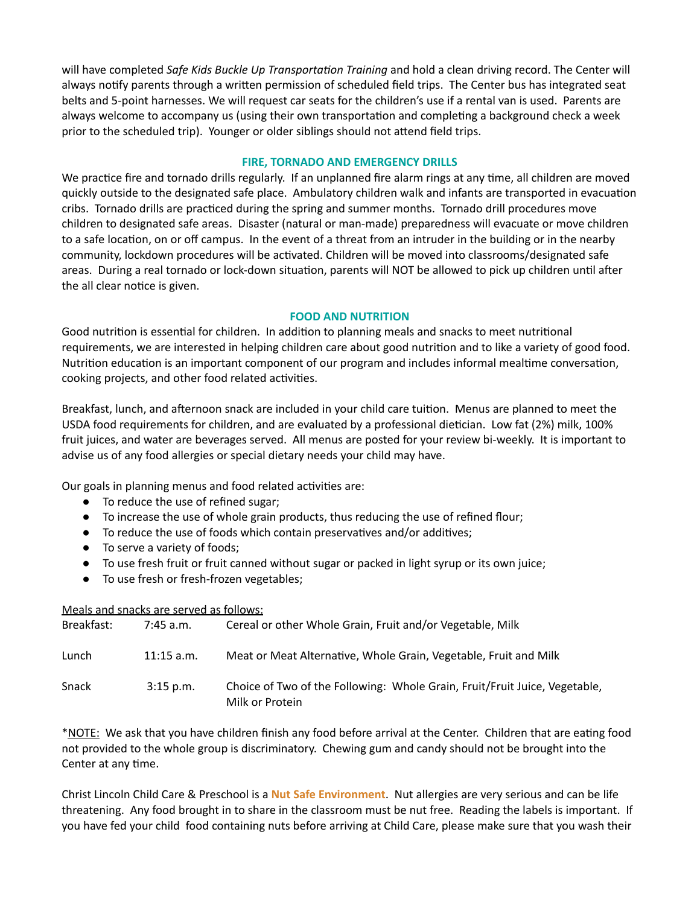will have completed *Safe Kids Buckle Up Transportation Training* and hold a clean driving record. The Center will always notify parents through a written permission of scheduled field trips. The Center bus has integrated seat belts and 5-point harnesses. We will request car seats for the children's use if a rental van is used. Parents are always welcome to accompany us (using their own transportation and completing a background check a week prior to the scheduled trip). Younger or older siblings should not attend field trips.

## FIRE, TORNADO AND EMERGENCY DRILLS

We practice fire and tornado drills regularly. If an unplanned fire alarm rings at any time, all children are moved quickly outside to the designated safe place. Ambulatory children walk and infants are transported in evacuation cribs. Tornado drills are practiced during the spring and summer months. Tornado drill procedures move children to designated safe areas. Disaster (natural or man-made) preparedness will evacuate or move children to a safe location, on or off campus. In the event of a threat from an intruder in the building or in the nearby community, lockdown procedures will be activated. Children will be moved into classrooms/designated safe areas. During a real tornado or lock-down situation, parents will NOT be allowed to pick up children until after the all clear notice is given.

## FOOD AND NUTRITION

Good nutrition is essential for children. In addition to planning meals and snacks to meet nutritional requirements, we are interested in helping children care about good nutrition and to like a variety of good food. Nutrition education is an important component of our program and includes informal mealtime conversation, cooking projects, and other food related activities.

Breakfast, lunch, and afternoon snack are included in your child care tuition. Menus are planned to meet the USDA food requirements for children, and are evaluated by a professional dietician. Low fat (2%) milk, 100% fruit juices, and water are beverages served. All menus are posted for your review bi-weekly. It is important to advise us of any food allergies or special dietary needs your child may have.

Our goals in planning menus and food related activities are:

- To reduce the use of refined sugar;
- To increase the use of whole grain products, thus reducing the use of refined flour;
- To reduce the use of foods which contain preservatives and/or additives;
- To serve a variety of foods;
- To use fresh fruit or fruit canned without sugar or packed in light syrup or its own juice;
- To use fresh or fresh-frozen vegetables;

<u>Meals and snacks are served as follows:</u>

| | | |
|---|---|---|
| Breakfast: | 7:45 a.m. | Cereal or other Whole Grain, Fruit and/or Vegetable, Milk |
| Lunch | 11:15 a.m. | Meat or Meat Alternative, Whole Grain, Vegetable, Fruit and Milk |
| Snack | 3:15 p.m. | Choice of Two of the Following: Whole Grain, Fruit/Fruit Juice, Vegetable, Milk or Protein |

*<u>NOTE:</u> We ask that you have children finish any food before arrival at the Center. Children that are eating food not provided to the whole group is discriminatory. Chewing gum and candy should not be brought into the Center at any time.

Christ Lincoln Child Care & Preschool is a **Nut Safe Environment**. Nut allergies are very serious and can be life threatening. Any food brought in to share in the classroom must be nut free. Reading the labels is important. If you have fed your child food containing nuts before arriving at Child Care, please make sure that you wash their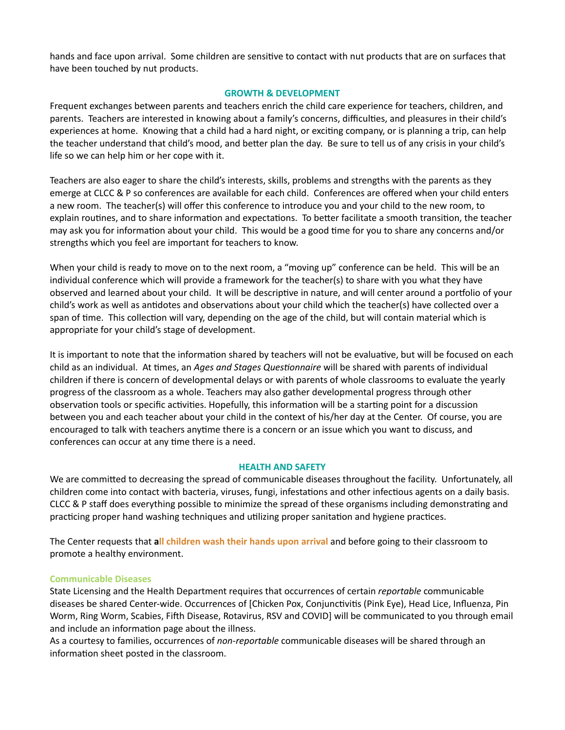hands and face upon arrival. Some children are sensitive to contact with nut products that are on surfaces that have been touched by nut products.

## GROWTH & DEVELOPMENT

Frequent exchanges between parents and teachers enrich the child care experience for teachers, children, and parents. Teachers are interested in knowing about a family's concerns, difficulties, and pleasures in their child's experiences at home. Knowing that a child had a hard night, or exciting company, or is planning a trip, can help the teacher understand that child's mood, and better plan the day. Be sure to tell us of any crisis in your child's life so we can help him or her cope with it.

Teachers are also eager to share the child's interests, skills, problems and strengths with the parents as they emerge at CLCC & P so conferences are available for each child. Conferences are offered when your child enters a new room. The teacher(s) will offer this conference to introduce you and your child to the new room, to explain routines, and to share information and expectations. To better facilitate a smooth transition, the teacher may ask you for information about your child. This would be a good time for you to share any concerns and/or strengths which you feel are important for teachers to know.

When your child is ready to move on to the next room, a "moving up" conference can be held. This will be an individual conference which will provide a framework for the teacher(s) to share with you what they have observed and learned about your child. It will be descriptive in nature, and will center around a portfolio of your child's work as well as antidotes and observations about your child which the teacher(s) have collected over a span of time. This collection will vary, depending on the age of the child, but will contain material which is appropriate for your child's stage of development.

It is important to note that the information shared by teachers will not be evaluative, but will be focused on each child as an individual. At times, an *Ages and Stages Questionnaire* will be shared with parents of individual children if there is concern of developmental delays or with parents of whole classrooms to evaluate the yearly progress of the classroom as a whole. Teachers may also gather developmental progress through other observation tools or specific activities. Hopefully, this information will be a starting point for a discussion between you and each teacher about your child in the context of his/her day at the Center. Of course, you are encouraged to talk with teachers anytime there is a concern or an issue which you want to discuss, and conferences can occur at any time there is a need.

## HEALTH AND SAFETY

We are committed to decreasing the spread of communicable diseases throughout the facility. Unfortunately, all children come into contact with bacteria, viruses, fungi, infestations and other infectious agents on a daily basis. CLCC & P staff does everything possible to minimize the spread of these organisms including demonstrating and practicing proper hand washing techniques and utilizing proper sanitation and hygiene practices.

The Center requests that **all children wash their hands upon arrival** and before going to their classroom to promote a healthy environment.

### Communicable Diseases

State Licensing and the Health Department requires that occurrences of certain *reportable* communicable diseases be shared Center-wide. Occurrences of [Chicken Pox, Conjunctivitis (Pink Eye), Head Lice, Influenza, Pin Worm, Ring Worm, Scabies, Fifth Disease, Rotavirus, RSV and COVID] will be communicated to you through email and include an information page about the illness.

As a courtesy to families, occurrences of *non-reportable* communicable diseases will be shared through an information sheet posted in the classroom.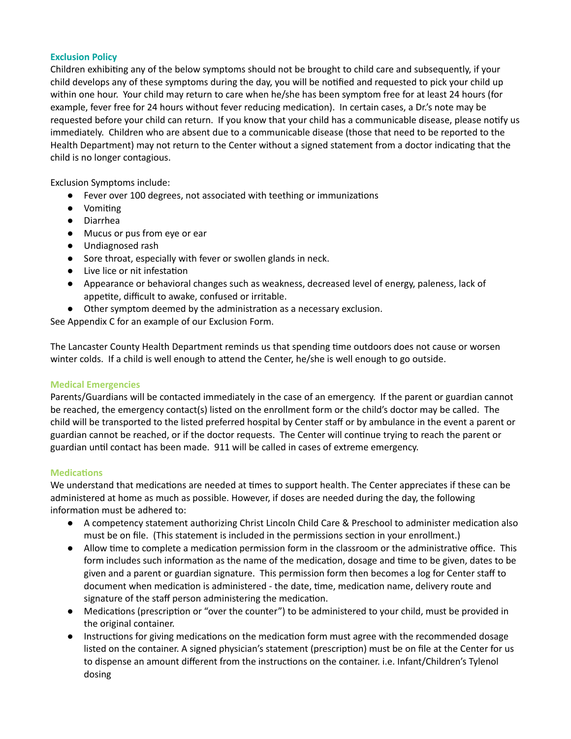### Exclusion Policy

Children exhibiting any of the below symptoms should not be brought to child care and subsequently, if your child develops any of these symptoms during the day, you will be notified and requested to pick your child up within one hour. Your child may return to care when he/she has been symptom free for at least 24 hours (for example, fever free for 24 hours without fever reducing medication). In certain cases, a Dr.'s note may be requested before your child can return. If you know that your child has a communicable disease, please notify us immediately. Children who are absent due to a communicable disease (those that need to be reported to the Health Department) may not return to the Center without a signed statement from a doctor indicating that the child is no longer contagious.

Exclusion Symptoms include:

- Fever over 100 degrees, not associated with teething or immunizations
- Vomiting
- Diarrhea
- Mucus or pus from eye or ear
- Undiagnosed rash
- Sore throat, especially with fever or swollen glands in neck.
- Live lice or nit infestation
- Appearance or behavioral changes such as weakness, decreased level of energy, paleness, lack of appetite, difficult to awake, confused or irritable.
- Other symptom deemed by the administration as a necessary exclusion.

See Appendix C for an example of our Exclusion Form.

The Lancaster County Health Department reminds us that spending time outdoors does not cause or worsen winter colds. If a child is well enough to attend the Center, he/she is well enough to go outside.

### Medical Emergencies

Parents/Guardians will be contacted immediately in the case of an emergency. If the parent or guardian cannot be reached, the emergency contact(s) listed on the enrollment form or the child's doctor may be called. The child will be transported to the listed preferred hospital by Center staff or by ambulance in the event a parent or guardian cannot be reached, or if the doctor requests. The Center will continue trying to reach the parent or guardian until contact has been made. 911 will be called in cases of extreme emergency.

### Medications

We understand that medications are needed at times to support health. The Center appreciates if these can be administered at home as much as possible. However, if doses are needed during the day, the following information must be adhered to:

- A competency statement authorizing Christ Lincoln Child Care & Preschool to administer medication also must be on file. (This statement is included in the permissions section in your enrollment.)
- Allow time to complete a medication permission form in the classroom or the administrative office. This form includes such information as the name of the medication, dosage and time to be given, dates to be given and a parent or guardian signature. This permission form then becomes a log for Center staff to document when medication is administered - the date, time, medication name, delivery route and signature of the staff person administering the medication.
- Medications (prescription or "over the counter") to be administered to your child, must be provided in the original container.
- Instructions for giving medications on the medication form must agree with the recommended dosage listed on the container. A signed physician's statement (prescription) must be on file at the Center for us to dispense an amount different from the instructions on the container. i.e. Infant/Children's Tylenol dosing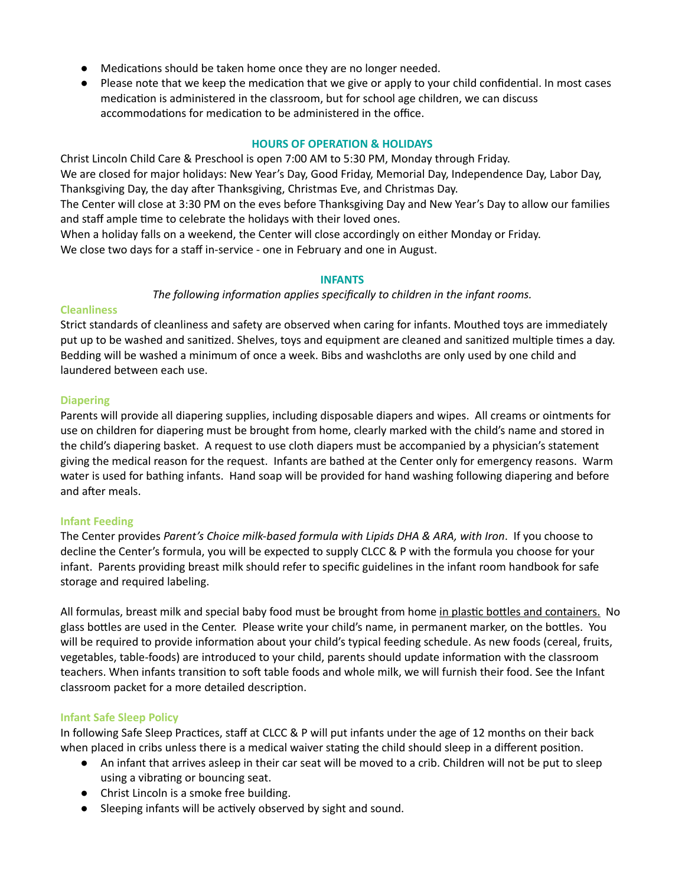- Medications should be taken home once they are no longer needed.
- Please note that we keep the medication that we give or apply to your child confidential. In most cases medication is administered in the classroom, but for school age children, we can discuss accommodations for medication to be administered in the office.

## HOURS OF OPERATION & HOLIDAYS

Christ Lincoln Child Care & Preschool is open 7:00 AM to 5:30 PM, Monday through Friday.
We are closed for major holidays: New Year's Day, Good Friday, Memorial Day, Independence Day, Labor Day, Thanksgiving Day, the day after Thanksgiving, Christmas Eve, and Christmas Day.
The Center will close at 3:30 PM on the eves before Thanksgiving Day and New Year's Day to allow our families and staff ample time to celebrate the holidays with their loved ones.
When a holiday falls on a weekend, the Center will close accordingly on either Monday or Friday.
We close two days for a staff in-service - one in February and one in August.

## INFANTS

*The following information applies specifically to children in the infant rooms.*

### Cleanliness

Strict standards of cleanliness and safety are observed when caring for infants. Mouthed toys are immediately put up to be washed and sanitized. Shelves, toys and equipment are cleaned and sanitized multiple times a day. Bedding will be washed a minimum of once a week. Bibs and washcloths are only used by one child and laundered between each use.

### Diapering

Parents will provide all diapering supplies, including disposable diapers and wipes. All creams or ointments for use on children for diapering must be brought from home, clearly marked with the child's name and stored in the child's diapering basket. A request to use cloth diapers must be accompanied by a physician's statement giving the medical reason for the request. Infants are bathed at the Center only for emergency reasons. Warm water is used for bathing infants. Hand soap will be provided for hand washing following diapering and before and after meals.

### Infant Feeding

The Center provides *Parent's Choice milk-based formula with Lipids DHA & ARA, with Iron*. If you choose to decline the Center's formula, you will be expected to supply CLCC & P with the formula you choose for your infant. Parents providing breast milk should refer to specific guidelines in the infant room handbook for safe storage and required labeling.

All formulas, breast milk and special baby food must be brought from home <u>in plastic bottles and containers.</u> No glass bottles are used in the Center. Please write your child's name, in permanent marker, on the bottles. You will be required to provide information about your child's typical feeding schedule. As new foods (cereal, fruits, vegetables, table-foods) are introduced to your child, parents should update information with the classroom teachers. When infants transition to soft table foods and whole milk, we will furnish their food. See the Infant classroom packet for a more detailed description.

### Infant Safe Sleep Policy

In following Safe Sleep Practices, staff at CLCC & P will put infants under the age of 12 months on their back when placed in cribs unless there is a medical waiver stating the child should sleep in a different position.

- An infant that arrives asleep in their car seat will be moved to a crib. Children will not be put to sleep using a vibrating or bouncing seat.
- Christ Lincoln is a smoke free building.
- Sleeping infants will be actively observed by sight and sound.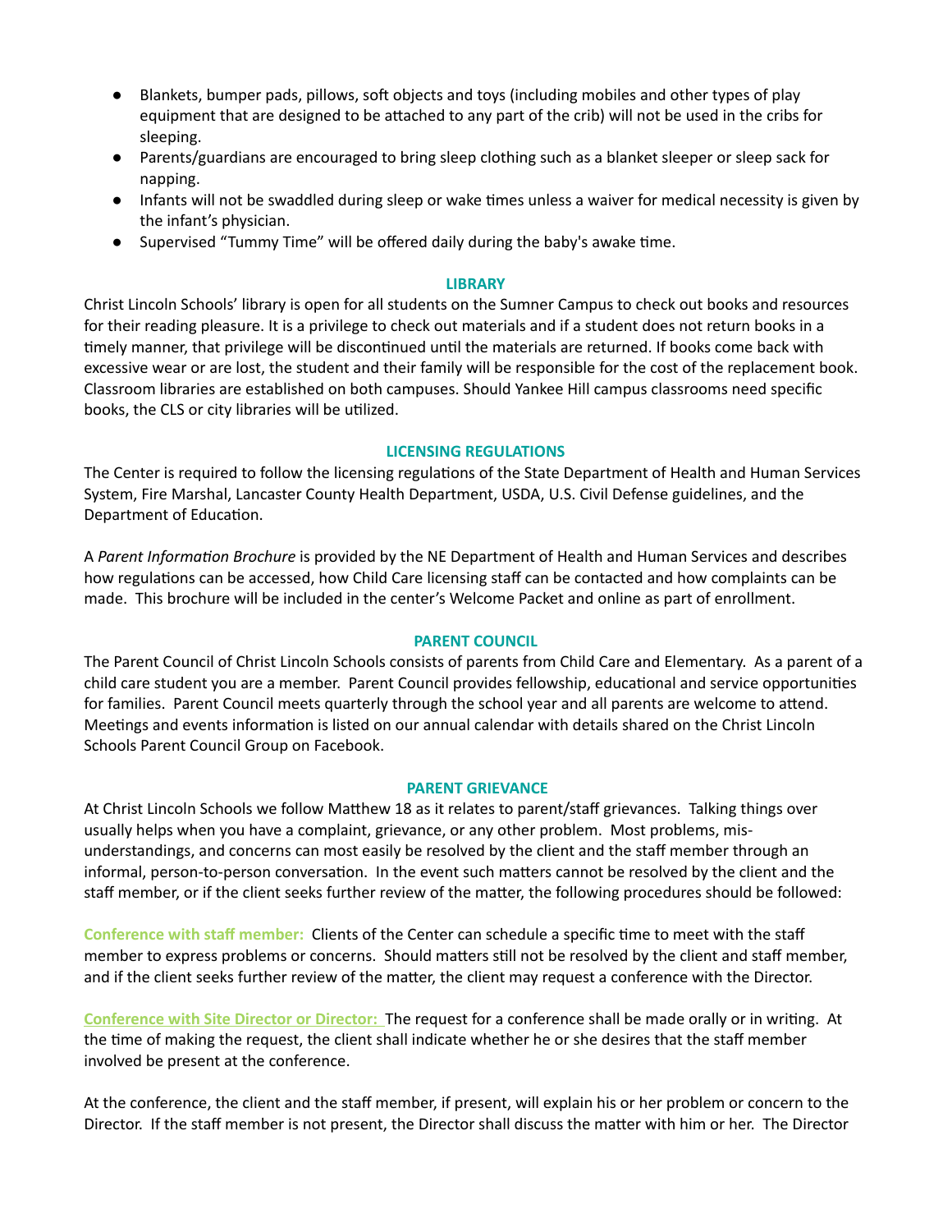- Blankets, bumper pads, pillows, soft objects and toys (including mobiles and other types of play equipment that are designed to be attached to any part of the crib) will not be used in the cribs for sleeping.
- Parents/guardians are encouraged to bring sleep clothing such as a blanket sleeper or sleep sack for napping.
- Infants will not be swaddled during sleep or wake times unless a waiver for medical necessity is given by the infant's physician.
- Supervised "Tummy Time" will be offered daily during the baby's awake time.

## LIBRARY

Christ Lincoln Schools' library is open for all students on the Sumner Campus to check out books and resources for their reading pleasure. It is a privilege to check out materials and if a student does not return books in a timely manner, that privilege will be discontinued until the materials are returned. If books come back with excessive wear or are lost, the student and their family will be responsible for the cost of the replacement book. Classroom libraries are established on both campuses. Should Yankee Hill campus classrooms need specific books, the CLS or city libraries will be utilized.

## LICENSING REGULATIONS

The Center is required to follow the licensing regulations of the State Department of Health and Human Services System, Fire Marshal, Lancaster County Health Department, USDA, U.S. Civil Defense guidelines, and the Department of Education.

A *Parent Information Brochure* is provided by the NE Department of Health and Human Services and describes how regulations can be accessed, how Child Care licensing staff can be contacted and how complaints can be made. This brochure will be included in the center's Welcome Packet and online as part of enrollment.

## PARENT COUNCIL

The Parent Council of Christ Lincoln Schools consists of parents from Child Care and Elementary. As a parent of a child care student you are a member. Parent Council provides fellowship, educational and service opportunities for families. Parent Council meets quarterly through the school year and all parents are welcome to attend. Meetings and events information is listed on our annual calendar with details shared on the Christ Lincoln Schools Parent Council Group on Facebook.

## PARENT GRIEVANCE

At Christ Lincoln Schools we follow Matthew 18 as it relates to parent/staff grievances. Talking things over usually helps when you have a complaint, grievance, or any other problem. Most problems, mis-understandings, and concerns can most easily be resolved by the client and the staff member through an informal, person-to-person conversation. In the event such matters cannot be resolved by the client and the staff member, or if the client seeks further review of the matter, the following procedures should be followed:

**Conference with staff member:** Clients of the Center can schedule a specific time to meet with the staff member to express problems or concerns. Should matters still not be resolved by the client and staff member, and if the client seeks further review of the matter, the client may request a conference with the Director.

**Conference with Site Director or Director:** The request for a conference shall be made orally or in writing. At the time of making the request, the client shall indicate whether he or she desires that the staff member involved be present at the conference.

At the conference, the client and the staff member, if present, will explain his or her problem or concern to the Director. If the staff member is not present, the Director shall discuss the matter with him or her. The Director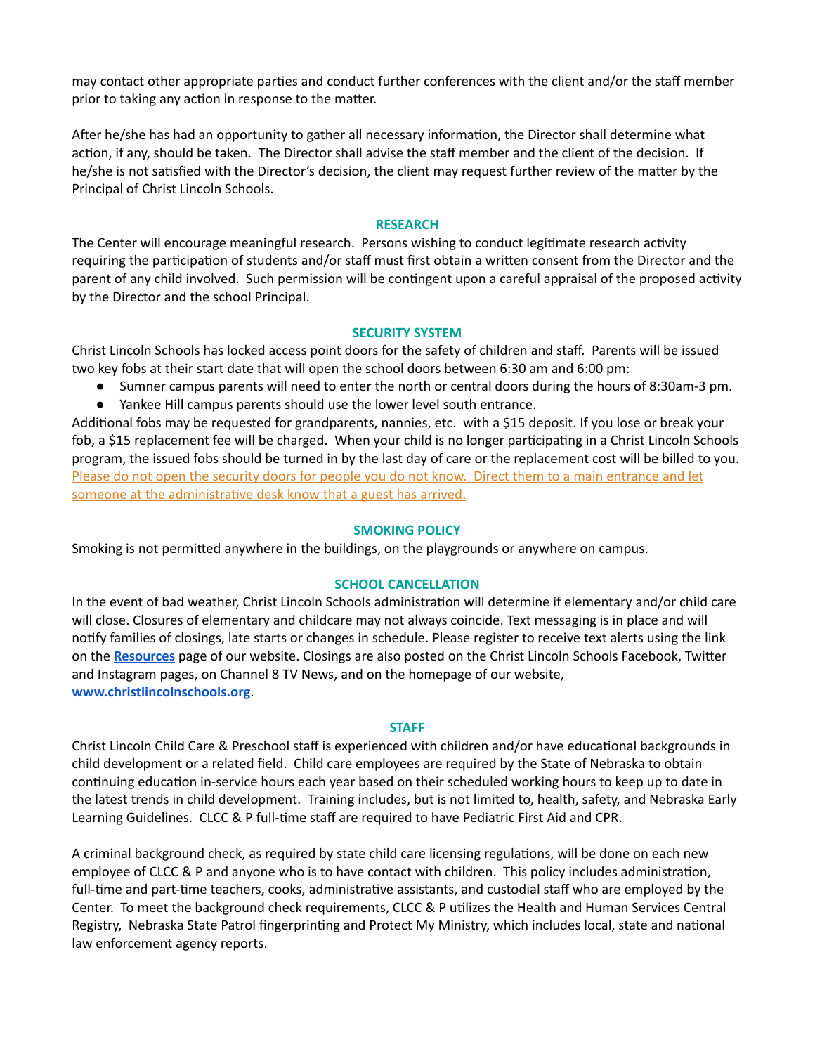may contact other appropriate parties and conduct further conferences with the client and/or the staff member prior to taking any action in response to the matter.

After he/she has had an opportunity to gather all necessary information, the Director shall determine what action, if any, should be taken. The Director shall advise the staff member and the client of the decision. If he/she is not satisfied with the Director's decision, the client may request further review of the matter by the Principal of Christ Lincoln Schools.

## RESEARCH

The Center will encourage meaningful research. Persons wishing to conduct legitimate research activity requiring the participation of students and/or staff must first obtain a written consent from the Director and the parent of any child involved. Such permission will be contingent upon a careful appraisal of the proposed activity by the Director and the school Principal.

## SECURITY SYSTEM

Christ Lincoln Schools has locked access point doors for the safety of children and staff. Parents will be issued two key fobs at their start date that will open the school doors between 6:30 am and 6:00 pm:

- Sumner campus parents will need to enter the north or central doors during the hours of 8:30am-3 pm.
- Yankee Hill campus parents should use the lower level south entrance.

Additional fobs may be requested for grandparents, nannies, etc. with a $15 deposit. If you lose or break your fob, a $15 replacement fee will be charged. When your child is no longer participating in a Christ Lincoln Schools program, the issued fobs should be turned in by the last day of care or the replacement cost will be billed to you. Please do not open the security doors for people you do not know. Direct them to a main entrance and let someone at the administrative desk know that a guest has arrived.

## SMOKING POLICY

Smoking is not permitted anywhere in the buildings, on the playgrounds or anywhere on campus.

## SCHOOL CANCELLATION

In the event of bad weather, Christ Lincoln Schools administration will determine if elementary and/or child care will close. Closures of elementary and childcare may not always coincide. Text messaging is in place and will notify families of closings, late starts or changes in schedule. Please register to receive text alerts using the link on the **Resources** page of our website. Closings are also posted on the Christ Lincoln Schools Facebook, Twitter and Instagram pages, on Channel 8 TV News, and on the homepage of our website, **www.christlincolnschools.org**.

## STAFF

Christ Lincoln Child Care & Preschool staff is experienced with children and/or have educational backgrounds in child development or a related field. Child care employees are required by the State of Nebraska to obtain continuing education in-service hours each year based on their scheduled working hours to keep up to date in the latest trends in child development. Training includes, but is not limited to, health, safety, and Nebraska Early Learning Guidelines. CLCC & P full-time staff are required to have Pediatric First Aid and CPR.

A criminal background check, as required by state child care licensing regulations, will be done on each new employee of CLCC & P and anyone who is to have contact with children. This policy includes administration, full-time and part-time teachers, cooks, administrative assistants, and custodial staff who are employed by the Center. To meet the background check requirements, CLCC & P utilizes the Health and Human Services Central Registry, Nebraska State Patrol fingerprinting and Protect My Ministry, which includes local, state and national law enforcement agency reports.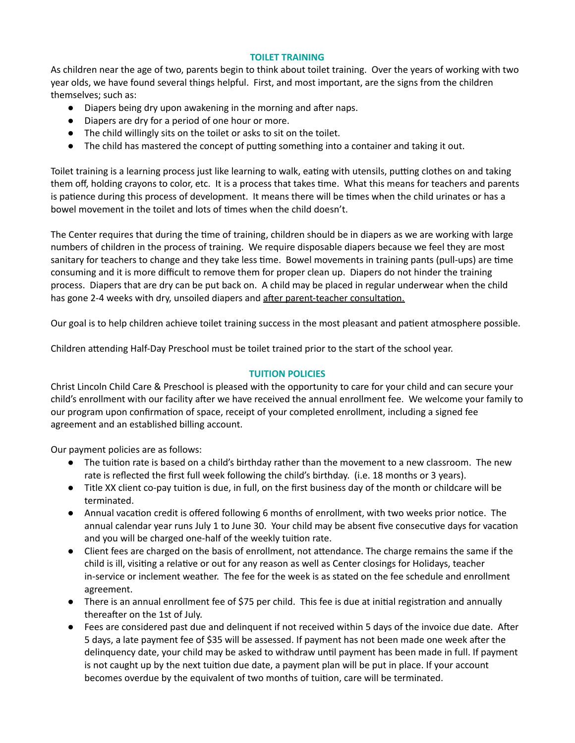## TOILET TRAINING

As children near the age of two, parents begin to think about toilet training. Over the years of working with two year olds, we have found several things helpful. First, and most important, are the signs from the children themselves; such as:

- Diapers being dry upon awakening in the morning and after naps.
- Diapers are dry for a period of one hour or more.
- The child willingly sits on the toilet or asks to sit on the toilet.
- The child has mastered the concept of putting something into a container and taking it out.

Toilet training is a learning process just like learning to walk, eating with utensils, putting clothes on and taking them off, holding crayons to color, etc. It is a process that takes time. What this means for teachers and parents is patience during this process of development. It means there will be times when the child urinates or has a bowel movement in the toilet and lots of times when the child doesn't.

The Center requires that during the time of training, children should be in diapers as we are working with large numbers of children in the process of training. We require disposable diapers because we feel they are most sanitary for teachers to change and they take less time. Bowel movements in training pants (pull-ups) are time consuming and it is more difficult to remove them for proper clean up. Diapers do not hinder the training process. Diapers that are dry can be put back on. A child may be placed in regular underwear when the child has gone 2-4 weeks with dry, unsoiled diapers and <u>after parent-teacher consultation.</u>

Our goal is to help children achieve toilet training success in the most pleasant and patient atmosphere possible.

Children attending Half-Day Preschool must be toilet trained prior to the start of the school year.

## TUITION POLICIES

Christ Lincoln Child Care & Preschool is pleased with the opportunity to care for your child and can secure your child's enrollment with our facility after we have received the annual enrollment fee. We welcome your family to our program upon confirmation of space, receipt of your completed enrollment, including a signed fee agreement and an established billing account.

Our payment policies are as follows:

- The tuition rate is based on a child's birthday rather than the movement to a new classroom. The new rate is reflected the first full week following the child's birthday. (i.e. 18 months or 3 years).
- Title XX client co-pay tuition is due, in full, on the first business day of the month or childcare will be terminated.
- Annual vacation credit is offered following 6 months of enrollment, with two weeks prior notice. The annual calendar year runs July 1 to June 30. Your child may be absent five consecutive days for vacation and you will be charged one-half of the weekly tuition rate.
- Client fees are charged on the basis of enrollment, not attendance. The charge remains the same if the child is ill, visiting a relative or out for any reason as well as Center closings for Holidays, teacher in-service or inclement weather. The fee for the week is as stated on the fee schedule and enrollment agreement.
- There is an annual enrollment fee of $75 per child. This fee is due at initial registration and annually thereafter on the 1st of July.
- Fees are considered past due and delinquent if not received within 5 days of the invoice due date. After 5 days, a late payment fee of $35 will be assessed. If payment has not been made one week after the delinquency date, your child may be asked to withdraw until payment has been made in full. If payment is not caught up by the next tuition due date, a payment plan will be put in place. If your account becomes overdue by the equivalent of two months of tuition, care will be terminated.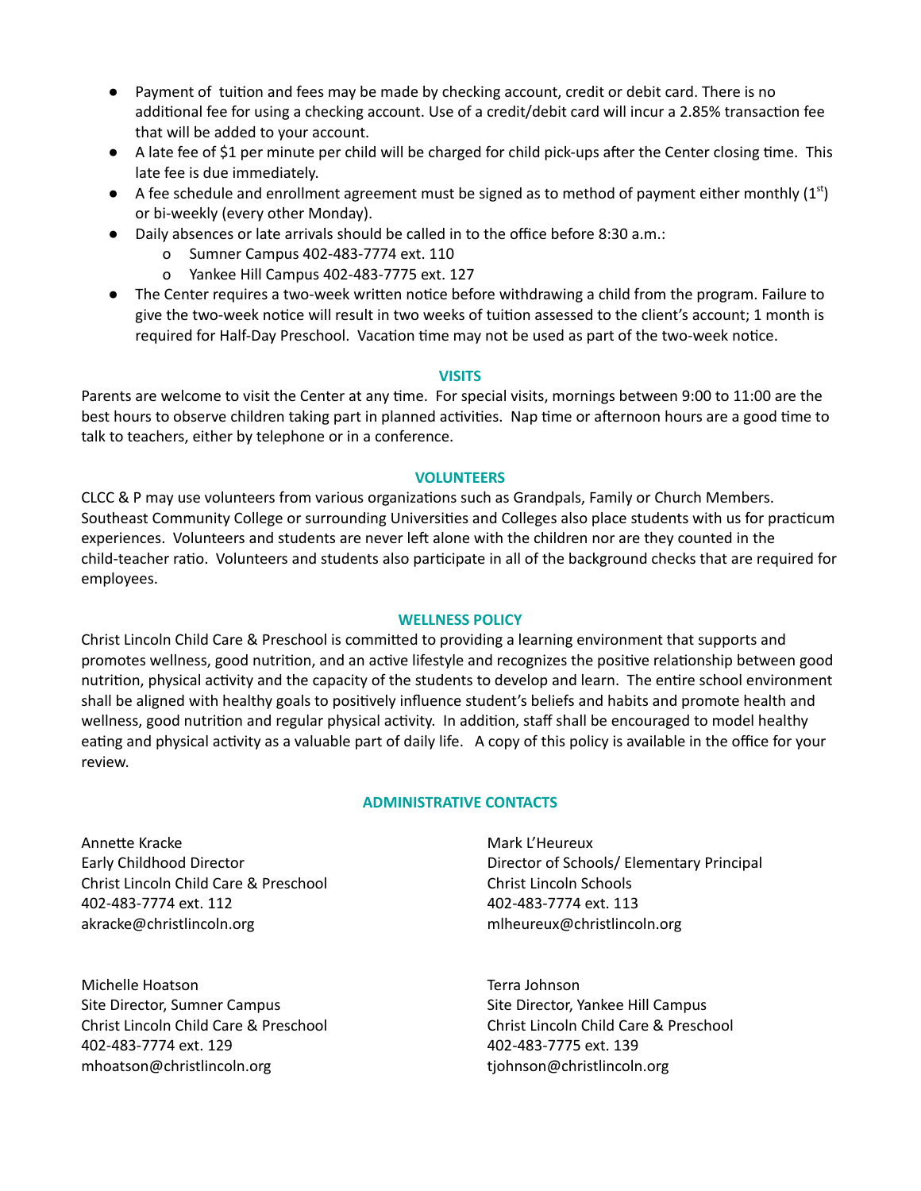- Payment of tuition and fees may be made by checking account, credit or debit card. There is no additional fee for using a checking account. Use of a credit/debit card will incur a 2.85% transaction fee that will be added to your account.
- A late fee of $1 per minute per child will be charged for child pick-ups after the Center closing time. This late fee is due immediately.
- A fee schedule and enrollment agreement must be signed as to method of payment either monthly (1st) or bi-weekly (every other Monday).
- Daily absences or late arrivals should be called in to the office before 8:30 a.m.:
  - Sumner Campus 402-483-7774 ext. 110
  - Yankee Hill Campus 402-483-7775 ext. 127
- The Center requires a two-week written notice before withdrawing a child from the program. Failure to give the two-week notice will result in two weeks of tuition assessed to the client's account; 1 month is required for Half-Day Preschool. Vacation time may not be used as part of the two-week notice.

## VISITS

Parents are welcome to visit the Center at any time. For special visits, mornings between 9:00 to 11:00 are the best hours to observe children taking part in planned activities. Nap time or afternoon hours are a good time to talk to teachers, either by telephone or in a conference.

## VOLUNTEERS

CLCC & P may use volunteers from various organizations such as Grandpals, Family or Church Members. Southeast Community College or surrounding Universities and Colleges also place students with us for practicum experiences. Volunteers and students are never left alone with the children nor are they counted in the child-teacher ratio. Volunteers and students also participate in all of the background checks that are required for employees.

## WELLNESS POLICY

Christ Lincoln Child Care & Preschool is committed to providing a learning environment that supports and promotes wellness, good nutrition, and an active lifestyle and recognizes the positive relationship between good nutrition, physical activity and the capacity of the students to develop and learn. The entire school environment shall be aligned with healthy goals to positively influence student's beliefs and habits and promote health and wellness, good nutrition and regular physical activity. In addition, staff shall be encouraged to model healthy eating and physical activity as a valuable part of daily life. A copy of this policy is available in the office for your review.

## ADMINISTRATIVE CONTACTS

Annette Kracke
Early Childhood Director
Christ Lincoln Child Care & Preschool
402-483-7774 ext. 112
akracke@christlincoln.org

Mark L'Heureux
Director of Schools/ Elementary Principal
Christ Lincoln Schools
402-483-7774 ext. 113
mlheureux@christlincoln.org

Michelle Hoatson
Site Director, Sumner Campus
Christ Lincoln Child Care & Preschool
402-483-7774 ext. 129
mhoatson@christlincoln.org

Terra Johnson
Site Director, Yankee Hill Campus
Christ Lincoln Child Care & Preschool
402-483-7775 ext. 139
tjohnson@christlincoln.org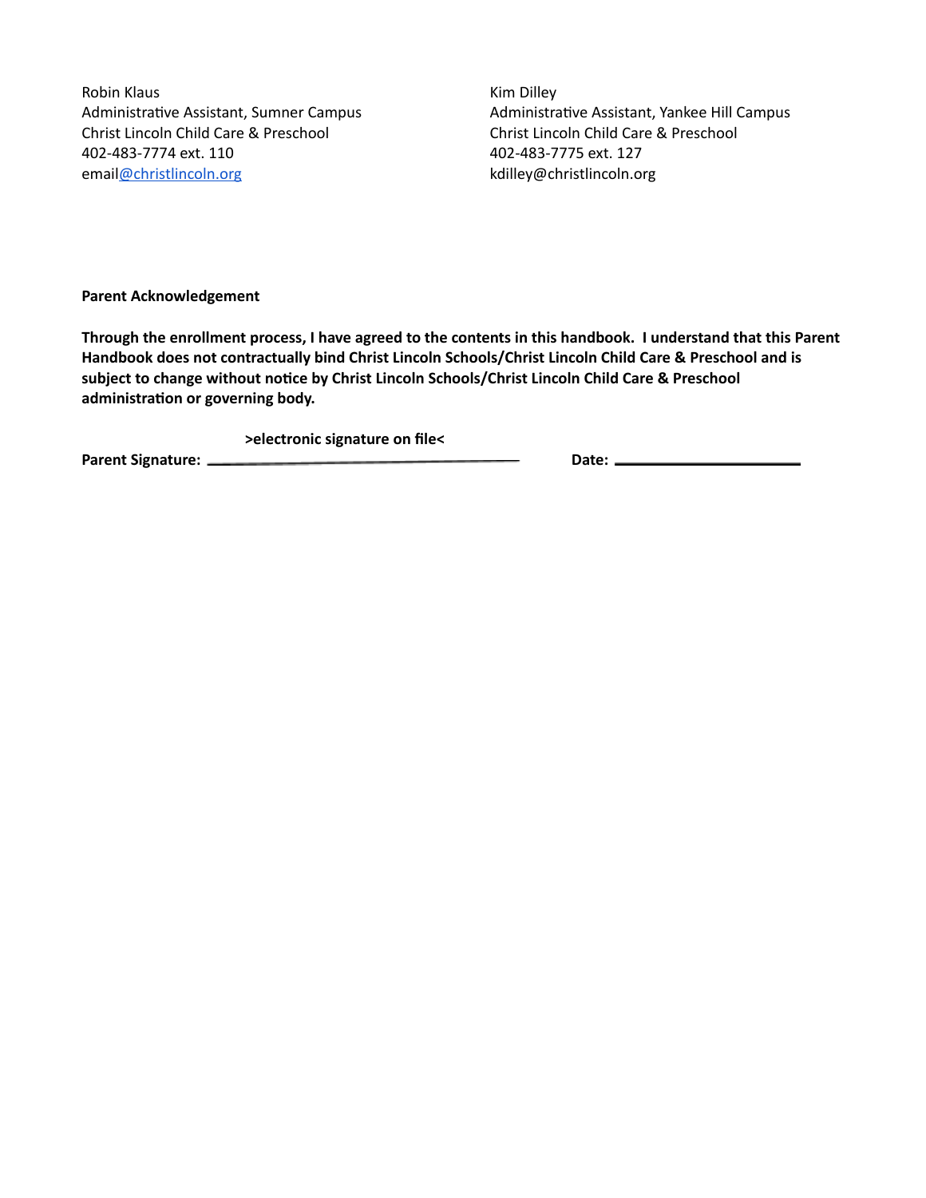Robin Klaus
Administrative Assistant, Sumner Campus
Christ Lincoln Child Care & Preschool
402-483-7774 ext. 110
email@christlincoln.org

Kim Dilley
Administrative Assistant, Yankee Hill Campus
Christ Lincoln Child Care & Preschool
402-483-7775 ext. 127
kdilley@christlincoln.org

**Parent Acknowledgement**

**Through the enrollment process, I have agreed to the contents in this handbook. I understand that this Parent Handbook does not contractually bind Christ Lincoln Schools/Christ Lincoln Child Care & Preschool and is subject to change without notice by Christ Lincoln Schools/Christ Lincoln Child Care & Preschool administration or governing body.**

**Parent Signature:** **>electronic signature on file<** ______________________________ **Date:** ____________________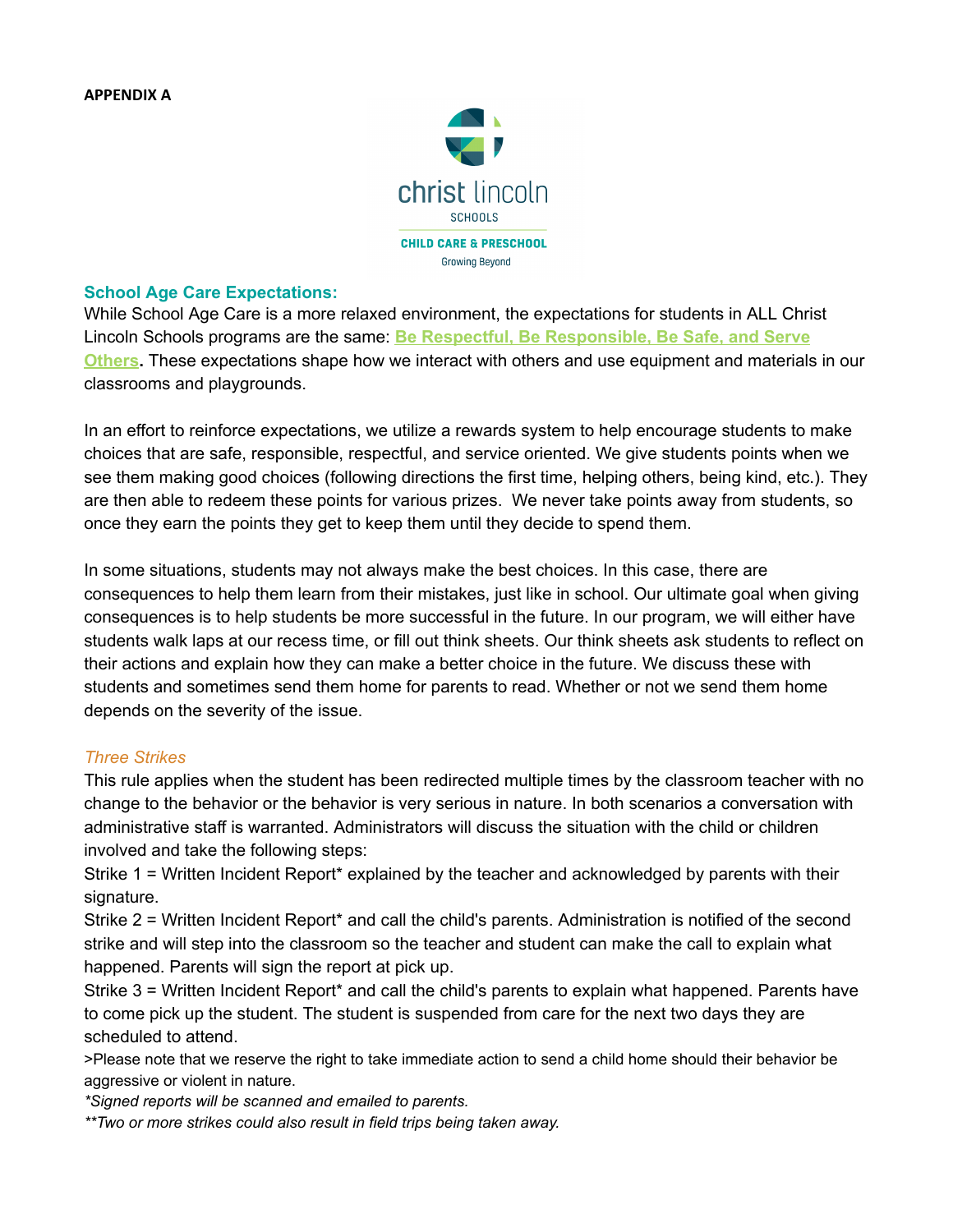**APPENDIX A**

christ lincoln
SCHOOLS
CHILD CARE & PRESCHOOL
Growing Beyond

### School Age Care Expectations:

While School Age Care is a more relaxed environment, the expectations for students in ALL Christ Lincoln Schools programs are the same: **Be Respectful, Be Responsible, Be Safe, and Serve Others.** These expectations shape how we interact with others and use equipment and materials in our classrooms and playgrounds.

In an effort to reinforce expectations, we utilize a rewards system to help encourage students to make choices that are safe, responsible, respectful, and service oriented. We give students points when we see them making good choices (following directions the first time, helping others, being kind, etc.). They are then able to redeem these points for various prizes. We never take points away from students, so once they earn the points they get to keep them until they decide to spend them.

In some situations, students may not always make the best choices. In this case, there are consequences to help them learn from their mistakes, just like in school. Our ultimate goal when giving consequences is to help students be more successful in the future. In our program, we will either have students walk laps at our recess time, or fill out think sheets. Our think sheets ask students to reflect on their actions and explain how they can make a better choice in the future. We discuss these with students and sometimes send them home for parents to read. Whether or not we send them home depends on the severity of the issue.

#### *Three Strikes*

This rule applies when the student has been redirected multiple times by the classroom teacher with no change to the behavior or the behavior is very serious in nature. In both scenarios a conversation with administrative staff is warranted. Administrators will discuss the situation with the child or children involved and take the following steps:

Strike 1 = Written Incident Report* explained by the teacher and acknowledged by parents with their signature.

Strike 2 = Written Incident Report* and call the child's parents. Administration is notified of the second strike and will step into the classroom so the teacher and student can make the call to explain what happened. Parents will sign the report at pick up.

Strike 3 = Written Incident Report* and call the child's parents to explain what happened. Parents have to come pick up the student. The student is suspended from care for the next two days they are scheduled to attend.

>Please note that we reserve the right to take immediate action to send a child home should their behavior be aggressive or violent in nature.

*\*Signed reports will be scanned and emailed to parents.*

*\*\*Two or more strikes could also result in field trips being taken away.*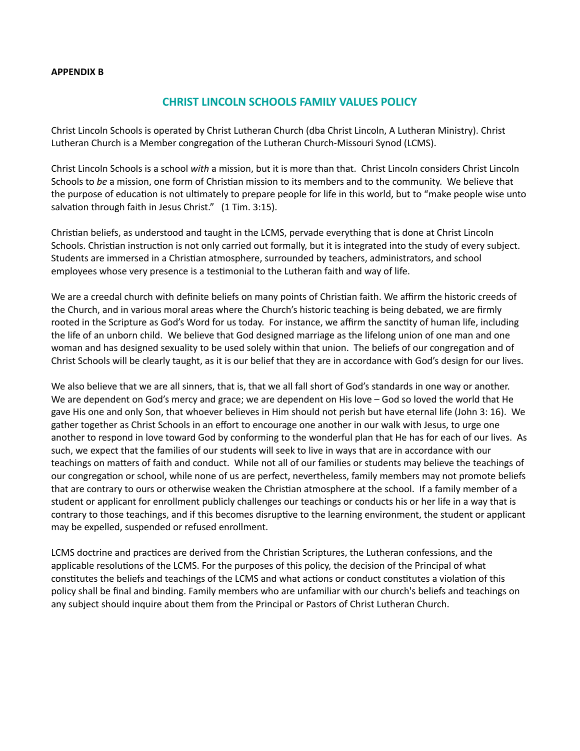**APPENDIX B**

## CHRIST LINCOLN SCHOOLS FAMILY VALUES POLICY

Christ Lincoln Schools is operated by Christ Lutheran Church (dba Christ Lincoln, A Lutheran Ministry). Christ Lutheran Church is a Member congregation of the Lutheran Church-Missouri Synod (LCMS).

Christ Lincoln Schools is a school *with* a mission, but it is more than that. Christ Lincoln considers Christ Lincoln Schools to *be* a mission, one form of Christian mission to its members and to the community. We believe that the purpose of education is not ultimately to prepare people for life in this world, but to "make people wise unto salvation through faith in Jesus Christ." (1 Tim. 3:15).

Christian beliefs, as understood and taught in the LCMS, pervade everything that is done at Christ Lincoln Schools. Christian instruction is not only carried out formally, but it is integrated into the study of every subject. Students are immersed in a Christian atmosphere, surrounded by teachers, administrators, and school employees whose very presence is a testimonial to the Lutheran faith and way of life.

We are a creedal church with definite beliefs on many points of Christian faith. We affirm the historic creeds of the Church, and in various moral areas where the Church's historic teaching is being debated, we are firmly rooted in the Scripture as God's Word for us today. For instance, we affirm the sanctity of human life, including the life of an unborn child. We believe that God designed marriage as the lifelong union of one man and one woman and has designed sexuality to be used solely within that union. The beliefs of our congregation and of Christ Schools will be clearly taught, as it is our belief that they are in accordance with God's design for our lives.

We also believe that we are all sinners, that is, that we all fall short of God's standards in one way or another. We are dependent on God's mercy and grace; we are dependent on His love – God so loved the world that He gave His one and only Son, that whoever believes in Him should not perish but have eternal life (John 3: 16). We gather together as Christ Schools in an effort to encourage one another in our walk with Jesus, to urge one another to respond in love toward God by conforming to the wonderful plan that He has for each of our lives. As such, we expect that the families of our students will seek to live in ways that are in accordance with our teachings on matters of faith and conduct. While not all of our families or students may believe the teachings of our congregation or school, while none of us are perfect, nevertheless, family members may not promote beliefs that are contrary to ours or otherwise weaken the Christian atmosphere at the school. If a family member of a student or applicant for enrollment publicly challenges our teachings or conducts his or her life in a way that is contrary to those teachings, and if this becomes disruptive to the learning environment, the student or applicant may be expelled, suspended or refused enrollment.

LCMS doctrine and practices are derived from the Christian Scriptures, the Lutheran confessions, and the applicable resolutions of the LCMS. For the purposes of this policy, the decision of the Principal of what constitutes the beliefs and teachings of the LCMS and what actions or conduct constitutes a violation of this policy shall be final and binding. Family members who are unfamiliar with our church's beliefs and teachings on any subject should inquire about them from the Principal or Pastors of Christ Lutheran Church.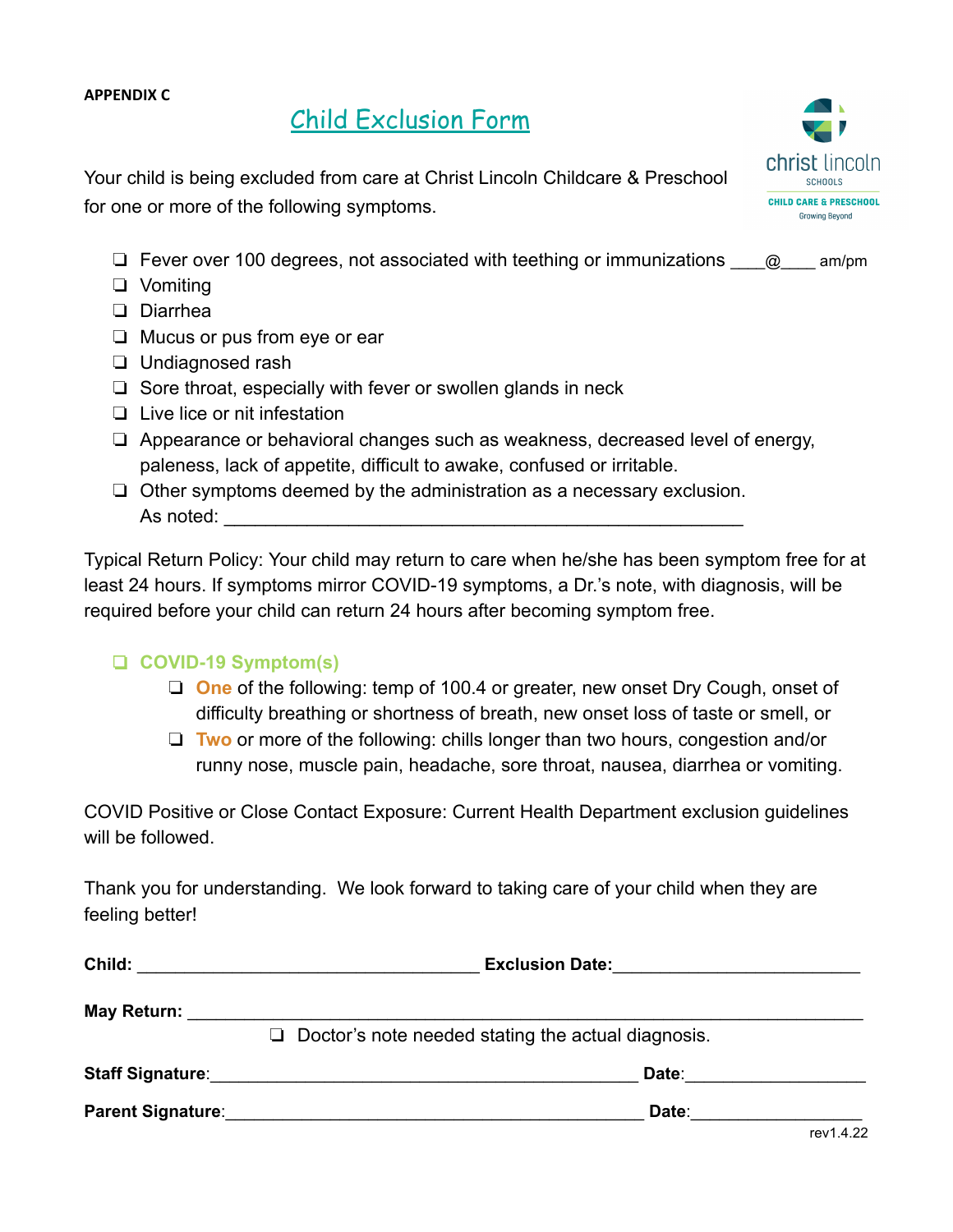**APPENDIX C**

# Child Exclusion Form

christ lincoln
SCHOOLS
CHILD CARE & PRESCHOOL
Growing Beyond

Your child is being excluded from care at Christ Lincoln Childcare & Preschool for one or more of the following symptoms.

- ❑ Fever over 100 degrees, not associated with teething or immunizations ____@____ am/pm
- ❑ Vomiting
- ❑ Diarrhea
- ❑ Mucus or pus from eye or ear
- ❑ Undiagnosed rash
- ❑ Sore throat, especially with fever or swollen glands in neck
- ❑ Live lice or nit infestation
- ❑ Appearance or behavioral changes such as weakness, decreased level of energy, paleness, lack of appetite, difficult to awake, confused or irritable.
- ❑ Other symptoms deemed by the administration as a necessary exclusion.
  As noted: ____________________________________________________

Typical Return Policy: Your child may return to care when he/she has been symptom free for at least 24 hours. If symptoms mirror COVID-19 symptoms, a Dr.'s note, with diagnosis, will be required before your child can return 24 hours after becoming symptom free.

- ❑ **COVID-19 Symptom(s)**
  - ❑ **One** of the following: temp of 100.4 or greater, new onset Dry Cough, onset of difficulty breathing or shortness of breath, new onset loss of taste or smell, or
  - ❑ **Two** or more of the following: chills longer than two hours, congestion and/or runny nose, muscle pain, headache, sore throat, nausea, diarrhea or vomiting.

COVID Positive or Close Contact Exposure: Current Health Department exclusion guidelines will be followed.

Thank you for understanding. We look forward to taking care of your child when they are feeling better!

**Child:** ___________________________________ **Exclusion Date:**_________________________

**May Return:** ________________________________________________________________________

❑ Doctor's note needed stating the actual diagnosis.

**Staff Signature**:____________________________________________ **Date**:__________________

**Parent Signature**:___________________________________________ **Date**:__________________

rev1.4.22